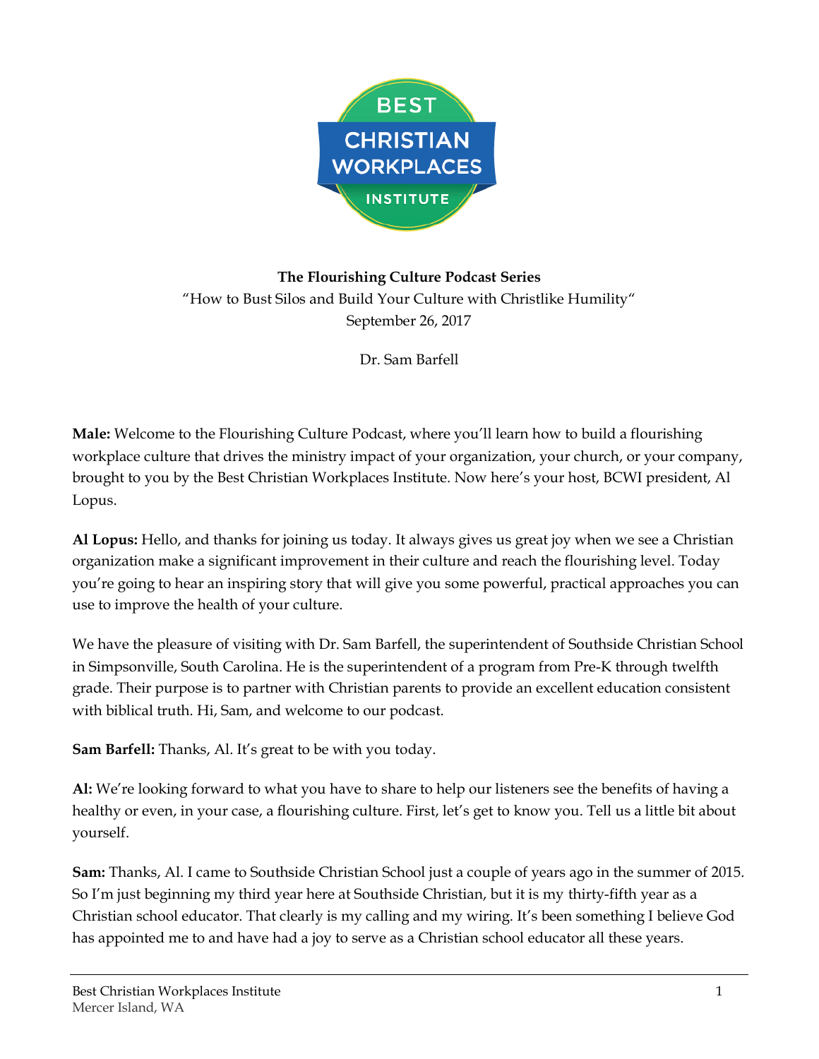**The Flourishing Culture Podcast Series**

"How to Bust Silos and Build Your Culture with Christlike Humility"

September 26, 2017

Dr. Sam Barfell

**Male:** Welcome to the Flourishing Culture Podcast, where you'll learn how to build a flourishing workplace culture that drives the ministry impact of your organization, your church, or your company, brought to you by the Best Christian Workplaces Institute. Now here's your host, BCWI president, Al Lopus.

**Al Lopus:** Hello, and thanks for joining us today. It always gives us great joy when we see a Christian organization make a significant improvement in their culture and reach the flourishing level. Today you're going to hear an inspiring story that will give you some powerful, practical approaches you can use to improve the health of your culture.

We have the pleasure of visiting with Dr. Sam Barfell, the superintendent of Southside Christian School in Simpsonville, South Carolina. He is the superintendent of a program from Pre-K through twelfth grade. Their purpose is to partner with Christian parents to provide an excellent education consistent with biblical truth. Hi, Sam, and welcome to our podcast.

**Sam Barfell:** Thanks, Al. It's great to be with you today.

**Al:** We're looking forward to what you have to share to help our listeners see the benefits of having a healthy or even, in your case, a flourishing culture. First, let's get to know you. Tell us a little bit about yourself.

**Sam:** Thanks, Al. I came to Southside Christian School just a couple of years ago in the summer of 2015. So I'm just beginning my third year here at Southside Christian, but it is my thirty-fifth year as a Christian school educator. That clearly is my calling and my wiring. It's been something I believe God has appointed me to and have had a joy to serve as a Christian school educator all these years.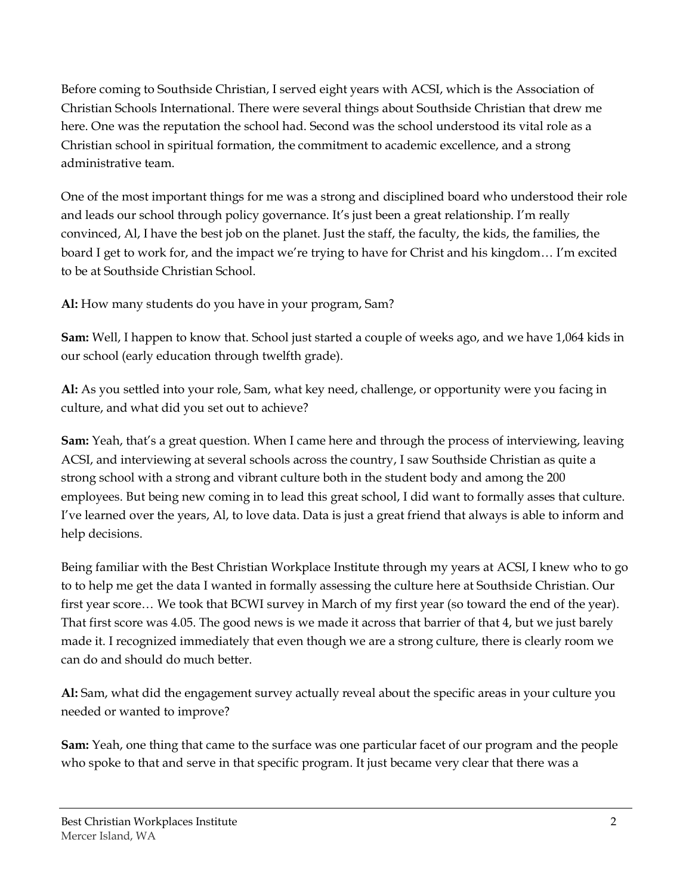Before coming to Southside Christian, I served eight years with ACSI, which is the Association of Christian Schools International. There were several things about Southside Christian that drew me here. One was the reputation the school had. Second was the school understood its vital role as a Christian school in spiritual formation, the commitment to academic excellence, and a strong administrative team.

One of the most important things for me was a strong and disciplined board who understood their role and leads our school through policy governance. It's just been a great relationship. I'm really convinced, Al, I have the best job on the planet. Just the staff, the faculty, the kids, the families, the board I get to work for, and the impact we're trying to have for Christ and his kingdom… I'm excited to be at Southside Christian School.

**Al:** How many students do you have in your program, Sam?

**Sam:** Well, I happen to know that. School just started a couple of weeks ago, and we have 1,064 kids in our school (early education through twelfth grade).

**Al:** As you settled into your role, Sam, what key need, challenge, or opportunity were you facing in culture, and what did you set out to achieve?

**Sam:** Yeah, that's a great question. When I came here and through the process of interviewing, leaving ACSI, and interviewing at several schools across the country, I saw Southside Christian as quite a strong school with a strong and vibrant culture both in the student body and among the 200 employees. But being new coming in to lead this great school, I did want to formally asses that culture. I've learned over the years, Al, to love data. Data is just a great friend that always is able to inform and help decisions.

Being familiar with the Best Christian Workplace Institute through my years at ACSI, I knew who to go to to help me get the data I wanted in formally assessing the culture here at Southside Christian. Our first year score… We took that BCWI survey in March of my first year (so toward the end of the year). That first score was 4.05. The good news is we made it across that barrier of that 4, but we just barely made it. I recognized immediately that even though we are a strong culture, there is clearly room we can do and should do much better.

**Al:** Sam, what did the engagement survey actually reveal about the specific areas in your culture you needed or wanted to improve?

**Sam:** Yeah, one thing that came to the surface was one particular facet of our program and the people who spoke to that and serve in that specific program. It just became very clear that there was a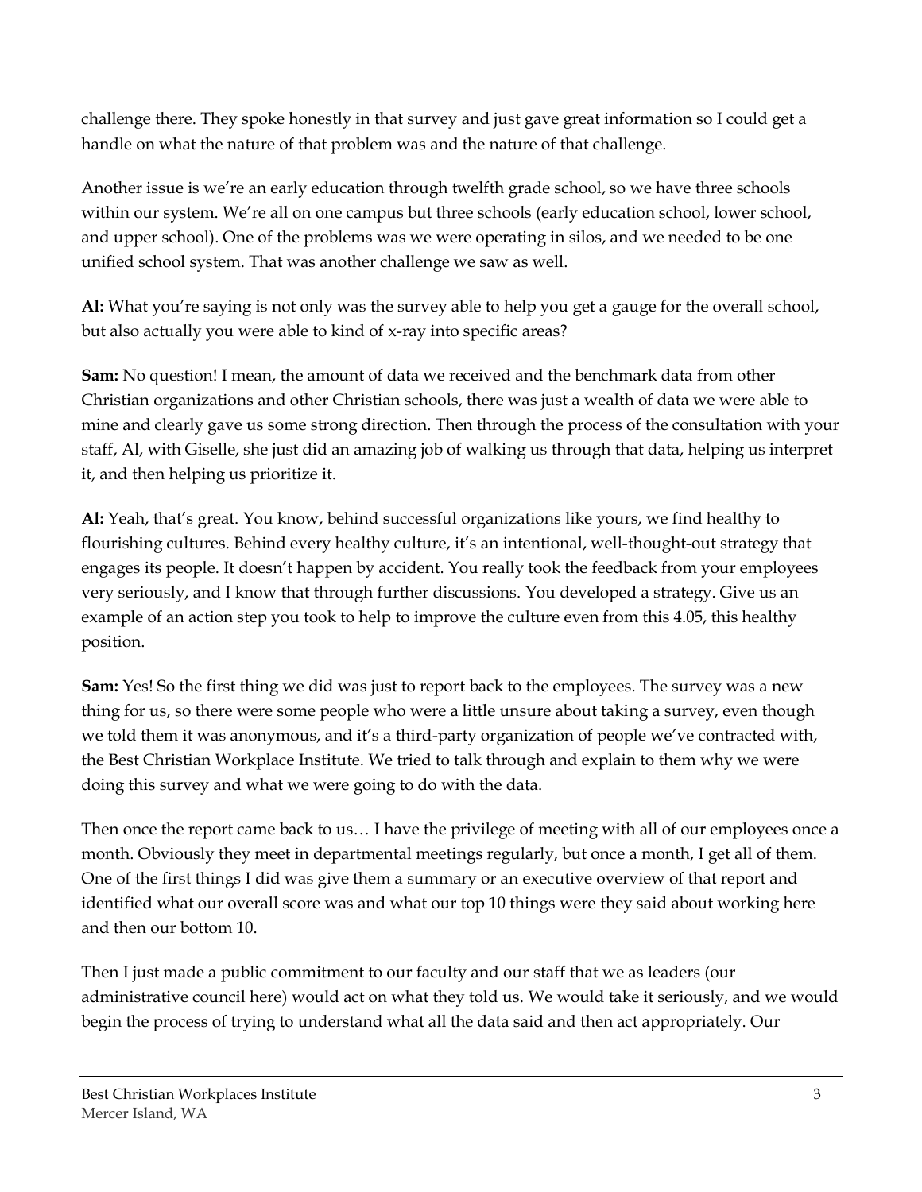challenge there. They spoke honestly in that survey and just gave great information so I could get a handle on what the nature of that problem was and the nature of that challenge.

Another issue is we're an early education through twelfth grade school, so we have three schools within our system. We're all on one campus but three schools (early education school, lower school, and upper school). One of the problems was we were operating in silos, and we needed to be one unified school system. That was another challenge we saw as well.

**Al:** What you're saying is not only was the survey able to help you get a gauge for the overall school, but also actually you were able to kind of x-ray into specific areas?

**Sam:** No question! I mean, the amount of data we received and the benchmark data from other Christian organizations and other Christian schools, there was just a wealth of data we were able to mine and clearly gave us some strong direction. Then through the process of the consultation with your staff, Al, with Giselle, she just did an amazing job of walking us through that data, helping us interpret it, and then helping us prioritize it.

**Al:** Yeah, that's great. You know, behind successful organizations like yours, we find healthy to flourishing cultures. Behind every healthy culture, it's an intentional, well-thought-out strategy that engages its people. It doesn't happen by accident. You really took the feedback from your employees very seriously, and I know that through further discussions. You developed a strategy. Give us an example of an action step you took to help to improve the culture even from this 4.05, this healthy position.

**Sam:** Yes! So the first thing we did was just to report back to the employees. The survey was a new thing for us, so there were some people who were a little unsure about taking a survey, even though we told them it was anonymous, and it's a third-party organization of people we've contracted with, the Best Christian Workplace Institute. We tried to talk through and explain to them why we were doing this survey and what we were going to do with the data.

Then once the report came back to us… I have the privilege of meeting with all of our employees once a month. Obviously they meet in departmental meetings regularly, but once a month, I get all of them. One of the first things I did was give them a summary or an executive overview of that report and identified what our overall score was and what our top 10 things were they said about working here and then our bottom 10.

Then I just made a public commitment to our faculty and our staff that we as leaders (our administrative council here) would act on what they told us. We would take it seriously, and we would begin the process of trying to understand what all the data said and then act appropriately. Our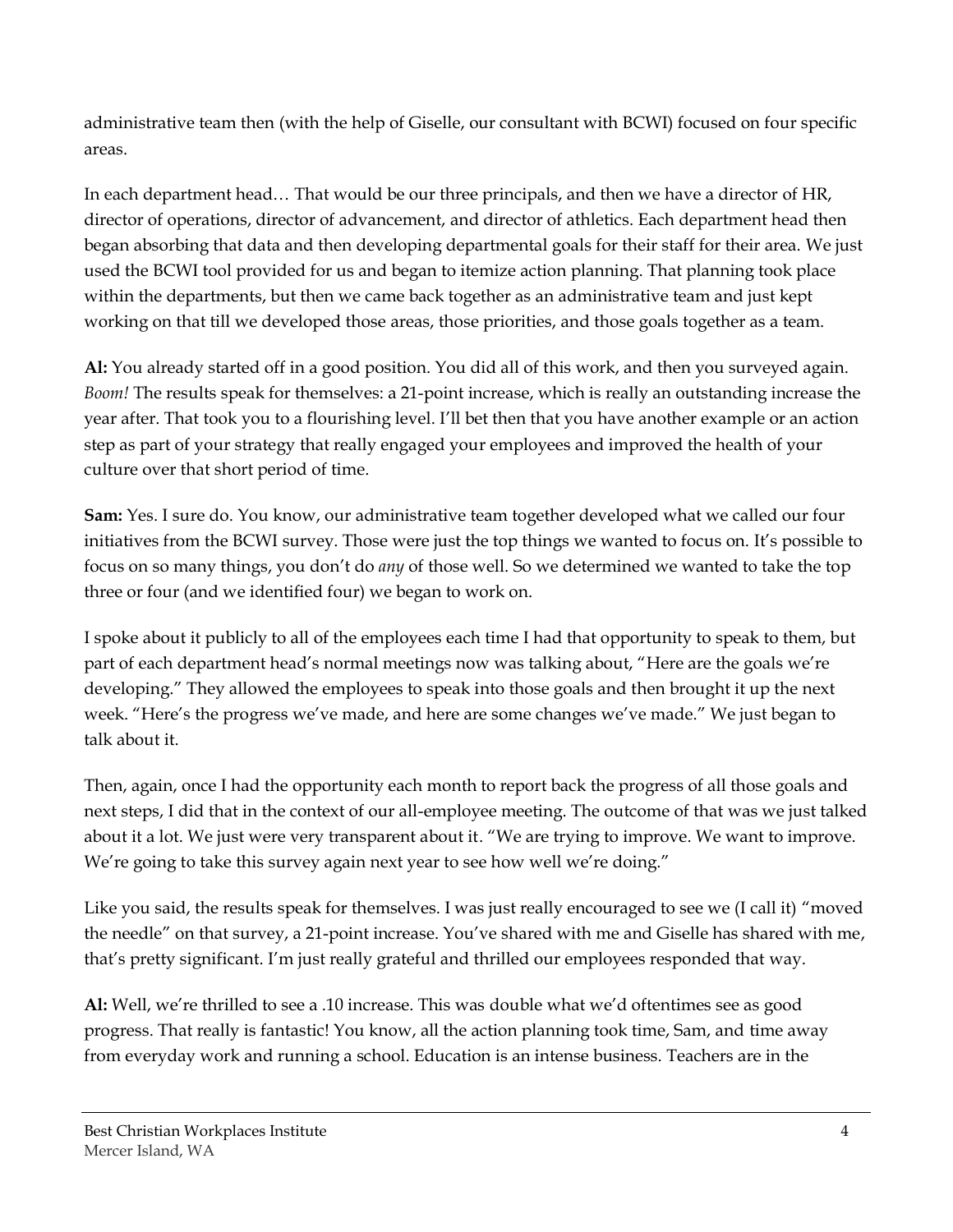administrative team then (with the help of Giselle, our consultant with BCWI) focused on four specific areas.

In each department head… That would be our three principals, and then we have a director of HR, director of operations, director of advancement, and director of athletics. Each department head then began absorbing that data and then developing departmental goals for their staff for their area. We just used the BCWI tool provided for us and began to itemize action planning. That planning took place within the departments, but then we came back together as an administrative team and just kept working on that till we developed those areas, those priorities, and those goals together as a team.

**Al:** You already started off in a good position. You did all of this work, and then you surveyed again. *Boom!* The results speak for themselves: a 21-point increase, which is really an outstanding increase the year after. That took you to a flourishing level. I'll bet then that you have another example or an action step as part of your strategy that really engaged your employees and improved the health of your culture over that short period of time.

**Sam:** Yes. I sure do. You know, our administrative team together developed what we called our four initiatives from the BCWI survey. Those were just the top things we wanted to focus on. It's possible to focus on so many things, you don't do *any* of those well. So we determined we wanted to take the top three or four (and we identified four) we began to work on.

I spoke about it publicly to all of the employees each time I had that opportunity to speak to them, but part of each department head's normal meetings now was talking about, "Here are the goals we're developing." They allowed the employees to speak into those goals and then brought it up the next week. "Here's the progress we've made, and here are some changes we've made." We just began to talk about it.

Then, again, once I had the opportunity each month to report back the progress of all those goals and next steps, I did that in the context of our all-employee meeting. The outcome of that was we just talked about it a lot. We just were very transparent about it. "We are trying to improve. We want to improve. We're going to take this survey again next year to see how well we're doing."

Like you said, the results speak for themselves. I was just really encouraged to see we (I call it) "moved the needle" on that survey, a 21-point increase. You've shared with me and Giselle has shared with me, that's pretty significant. I'm just really grateful and thrilled our employees responded that way.

**Al:** Well, we're thrilled to see a .10 increase. This was double what we'd oftentimes see as good progress. That really is fantastic! You know, all the action planning took time, Sam, and time away from everyday work and running a school. Education is an intense business. Teachers are in the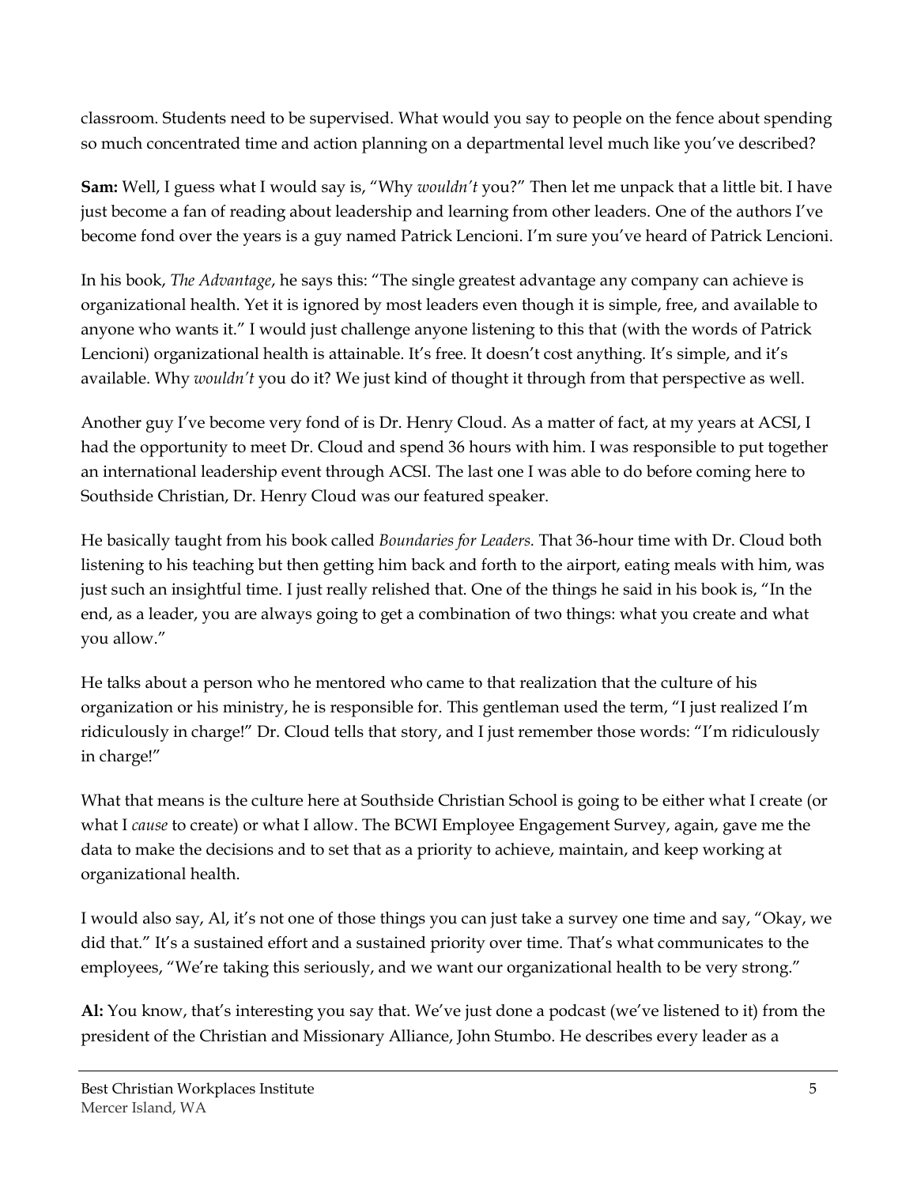classroom. Students need to be supervised. What would you say to people on the fence about spending so much concentrated time and action planning on a departmental level much like you've described?

**Sam:** Well, I guess what I would say is, "Why *wouldn't* you?" Then let me unpack that a little bit. I have just become a fan of reading about leadership and learning from other leaders. One of the authors I've become fond over the years is a guy named Patrick Lencioni. I'm sure you've heard of Patrick Lencioni.

In his book, *The Advantage*, he says this: "The single greatest advantage any company can achieve is organizational health. Yet it is ignored by most leaders even though it is simple, free, and available to anyone who wants it." I would just challenge anyone listening to this that (with the words of Patrick Lencioni) organizational health is attainable. It's free. It doesn't cost anything. It's simple, and it's available. Why *wouldn't* you do it? We just kind of thought it through from that perspective as well.

Another guy I've become very fond of is Dr. Henry Cloud. As a matter of fact, at my years at ACSI, I had the opportunity to meet Dr. Cloud and spend 36 hours with him. I was responsible to put together an international leadership event through ACSI. The last one I was able to do before coming here to Southside Christian, Dr. Henry Cloud was our featured speaker.

He basically taught from his book called *Boundaries for Leaders.* That 36-hour time with Dr. Cloud both listening to his teaching but then getting him back and forth to the airport, eating meals with him, was just such an insightful time. I just really relished that. One of the things he said in his book is, "In the end, as a leader, you are always going to get a combination of two things: what you create and what you allow."

He talks about a person who he mentored who came to that realization that the culture of his organization or his ministry, he is responsible for. This gentleman used the term, "I just realized I'm ridiculously in charge!" Dr. Cloud tells that story, and I just remember those words: "I'm ridiculously in charge!"

What that means is the culture here at Southside Christian School is going to be either what I create (or what I *cause* to create) or what I allow. The BCWI Employee Engagement Survey, again, gave me the data to make the decisions and to set that as a priority to achieve, maintain, and keep working at organizational health.

I would also say, Al, it's not one of those things you can just take a survey one time and say, "Okay, we did that." It's a sustained effort and a sustained priority over time. That's what communicates to the employees, "We're taking this seriously, and we want our organizational health to be very strong."

**Al:** You know, that's interesting you say that. We've just done a podcast (we've listened to it) from the president of the Christian and Missionary Alliance, John Stumbo. He describes every leader as a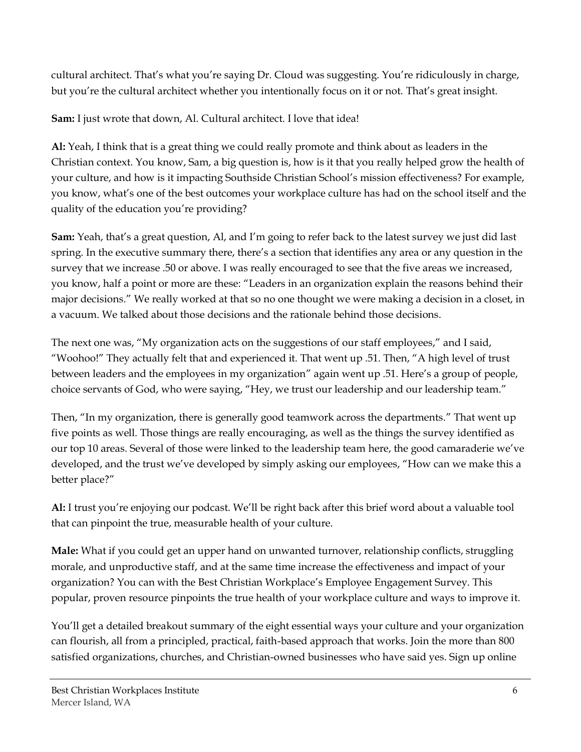cultural architect. That's what you're saying Dr. Cloud was suggesting. You're ridiculously in charge, but you're the cultural architect whether you intentionally focus on it or not. That's great insight.

**Sam:** I just wrote that down, Al. Cultural architect. I love that idea!

**Al:** Yeah, I think that is a great thing we could really promote and think about as leaders in the Christian context. You know, Sam, a big question is, how is it that you really helped grow the health of your culture, and how is it impacting Southside Christian School's mission effectiveness? For example, you know, what's one of the best outcomes your workplace culture has had on the school itself and the quality of the education you're providing?

**Sam:** Yeah, that's a great question, Al, and I'm going to refer back to the latest survey we just did last spring. In the executive summary there, there's a section that identifies any area or any question in the survey that we increase .50 or above. I was really encouraged to see that the five areas we increased, you know, half a point or more are these: "Leaders in an organization explain the reasons behind their major decisions." We really worked at that so no one thought we were making a decision in a closet, in a vacuum. We talked about those decisions and the rationale behind those decisions.

The next one was, "My organization acts on the suggestions of our staff employees," and I said, "Woohoo!" They actually felt that and experienced it. That went up .51. Then, "A high level of trust between leaders and the employees in my organization" again went up .51. Here's a group of people, choice servants of God, who were saying, "Hey, we trust our leadership and our leadership team."

Then, "In my organization, there is generally good teamwork across the departments." That went up five points as well. Those things are really encouraging, as well as the things the survey identified as our top 10 areas. Several of those were linked to the leadership team here, the good camaraderie we've developed, and the trust we've developed by simply asking our employees, "How can we make this a better place?"

**Al:** I trust you're enjoying our podcast. We'll be right back after this brief word about a valuable tool that can pinpoint the true, measurable health of your culture.

**Male:** What if you could get an upper hand on unwanted turnover, relationship conflicts, struggling morale, and unproductive staff, and at the same time increase the effectiveness and impact of your organization? You can with the Best Christian Workplace's Employee Engagement Survey. This popular, proven resource pinpoints the true health of your workplace culture and ways to improve it.

You'll get a detailed breakout summary of the eight essential ways your culture and your organization can flourish, all from a principled, practical, faith-based approach that works. Join the more than 800 satisfied organizations, churches, and Christian-owned businesses who have said yes. Sign up online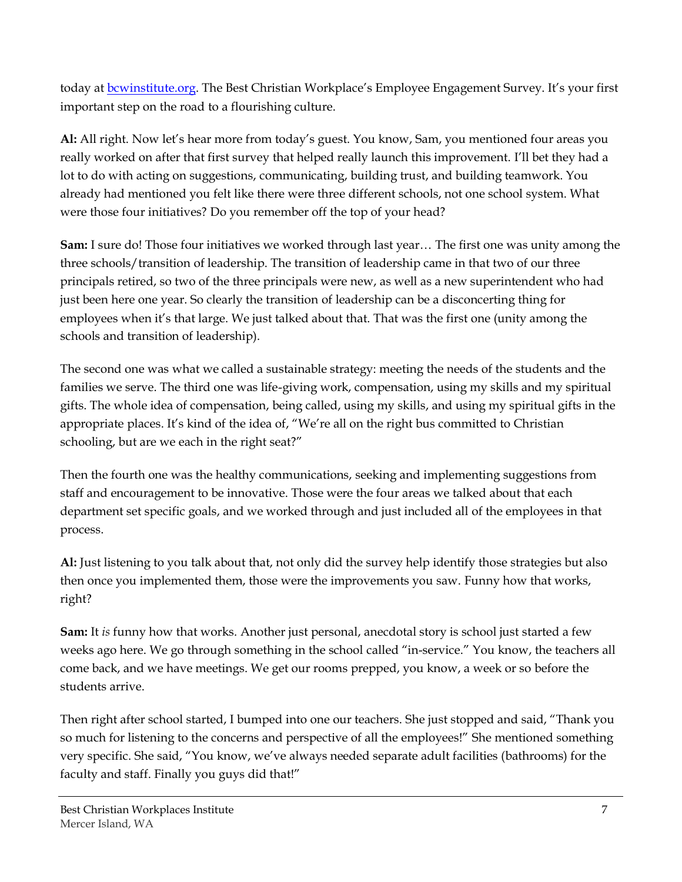today at [bcwinstitute.org](bcwinstitute.org). The Best Christian Workplace's Employee Engagement Survey. It's your first important step on the road to a flourishing culture.

**Al:** All right. Now let's hear more from today's guest. You know, Sam, you mentioned four areas you really worked on after that first survey that helped really launch this improvement. I'll bet they had a lot to do with acting on suggestions, communicating, building trust, and building teamwork. You already had mentioned you felt like there were three different schools, not one school system. What were those four initiatives? Do you remember off the top of your head?

**Sam:** I sure do! Those four initiatives we worked through last year… The first one was unity among the three schools/transition of leadership. The transition of leadership came in that two of our three principals retired, so two of the three principals were new, as well as a new superintendent who had just been here one year. So clearly the transition of leadership can be a disconcerting thing for employees when it's that large. We just talked about that. That was the first one (unity among the schools and transition of leadership).

The second one was what we called a sustainable strategy: meeting the needs of the students and the families we serve. The third one was life-giving work, compensation, using my skills and my spiritual gifts. The whole idea of compensation, being called, using my skills, and using my spiritual gifts in the appropriate places. It's kind of the idea of, "We're all on the right bus committed to Christian schooling, but are we each in the right seat?"

Then the fourth one was the healthy communications, seeking and implementing suggestions from staff and encouragement to be innovative. Those were the four areas we talked about that each department set specific goals, and we worked through and just included all of the employees in that process.

**Al:** Just listening to you talk about that, not only did the survey help identify those strategies but also then once you implemented them, those were the improvements you saw. Funny how that works, right?

**Sam:** It *is* funny how that works. Another just personal, anecdotal story is school just started a few weeks ago here. We go through something in the school called "in-service." You know, the teachers all come back, and we have meetings. We get our rooms prepped, you know, a week or so before the students arrive.

Then right after school started, I bumped into one our teachers. She just stopped and said, "Thank you so much for listening to the concerns and perspective of all the employees!" She mentioned something very specific. She said, "You know, we've always needed separate adult facilities (bathrooms) for the faculty and staff. Finally you guys did that!"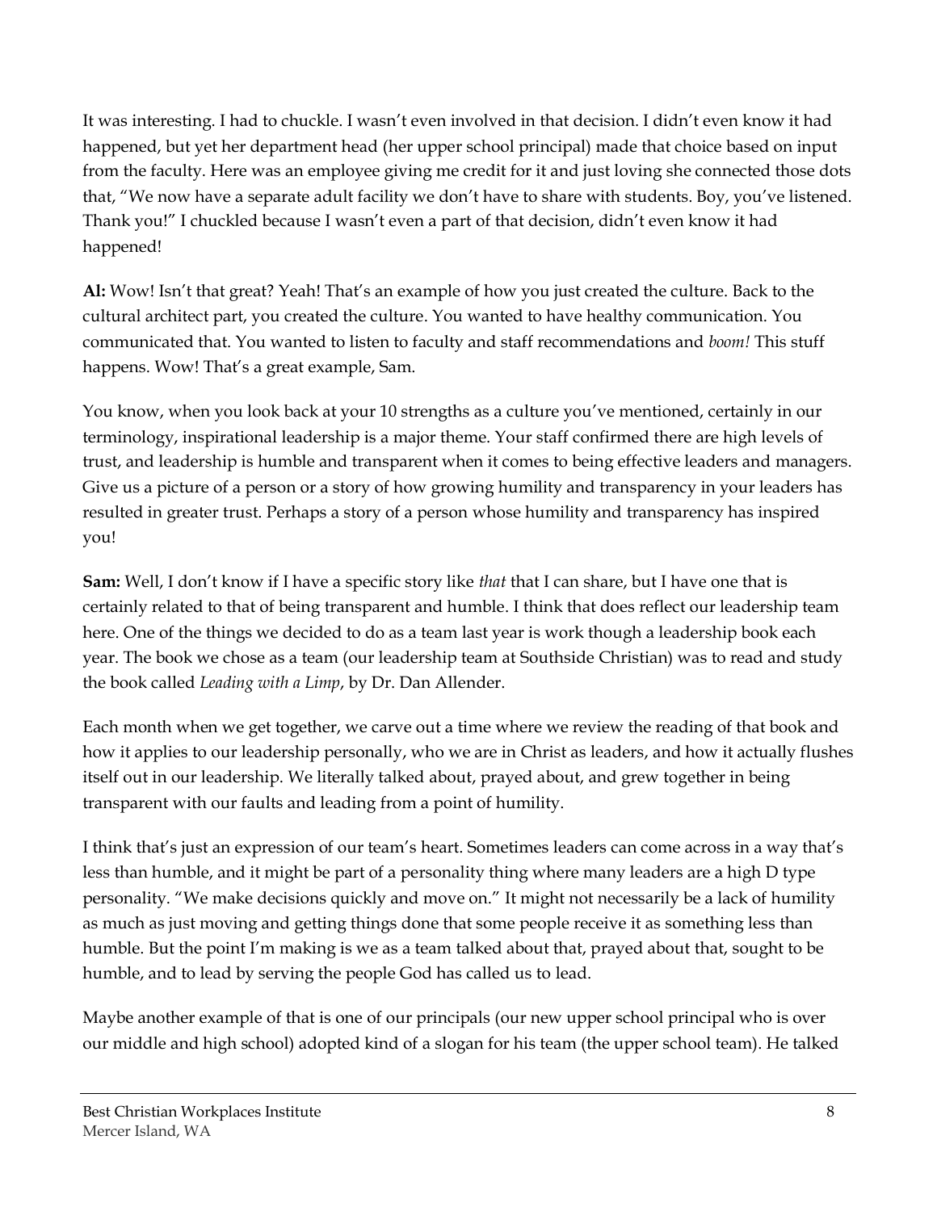It was interesting. I had to chuckle. I wasn't even involved in that decision. I didn't even know it had happened, but yet her department head (her upper school principal) made that choice based on input from the faculty. Here was an employee giving me credit for it and just loving she connected those dots that, "We now have a separate adult facility we don't have to share with students. Boy, you've listened. Thank you!" I chuckled because I wasn't even a part of that decision, didn't even know it had happened!

**Al:** Wow! Isn't that great? Yeah! That's an example of how you just created the culture. Back to the cultural architect part, you created the culture. You wanted to have healthy communication. You communicated that. You wanted to listen to faculty and staff recommendations and *boom!* This stuff happens. Wow! That's a great example, Sam.

You know, when you look back at your 10 strengths as a culture you've mentioned, certainly in our terminology, inspirational leadership is a major theme. Your staff confirmed there are high levels of trust, and leadership is humble and transparent when it comes to being effective leaders and managers. Give us a picture of a person or a story of how growing humility and transparency in your leaders has resulted in greater trust. Perhaps a story of a person whose humility and transparency has inspired you!

**Sam:** Well, I don't know if I have a specific story like *that* that I can share, but I have one that is certainly related to that of being transparent and humble. I think that does reflect our leadership team here. One of the things we decided to do as a team last year is work though a leadership book each year. The book we chose as a team (our leadership team at Southside Christian) was to read and study the book called *Leading with a Limp*, by Dr. Dan Allender.

Each month when we get together, we carve out a time where we review the reading of that book and how it applies to our leadership personally, who we are in Christ as leaders, and how it actually flushes itself out in our leadership. We literally talked about, prayed about, and grew together in being transparent with our faults and leading from a point of humility.

I think that's just an expression of our team's heart. Sometimes leaders can come across in a way that's less than humble, and it might be part of a personality thing where many leaders are a high D type personality. "We make decisions quickly and move on." It might not necessarily be a lack of humility as much as just moving and getting things done that some people receive it as something less than humble. But the point I'm making is we as a team talked about that, prayed about that, sought to be humble, and to lead by serving the people God has called us to lead.

Maybe another example of that is one of our principals (our new upper school principal who is over our middle and high school) adopted kind of a slogan for his team (the upper school team). He talked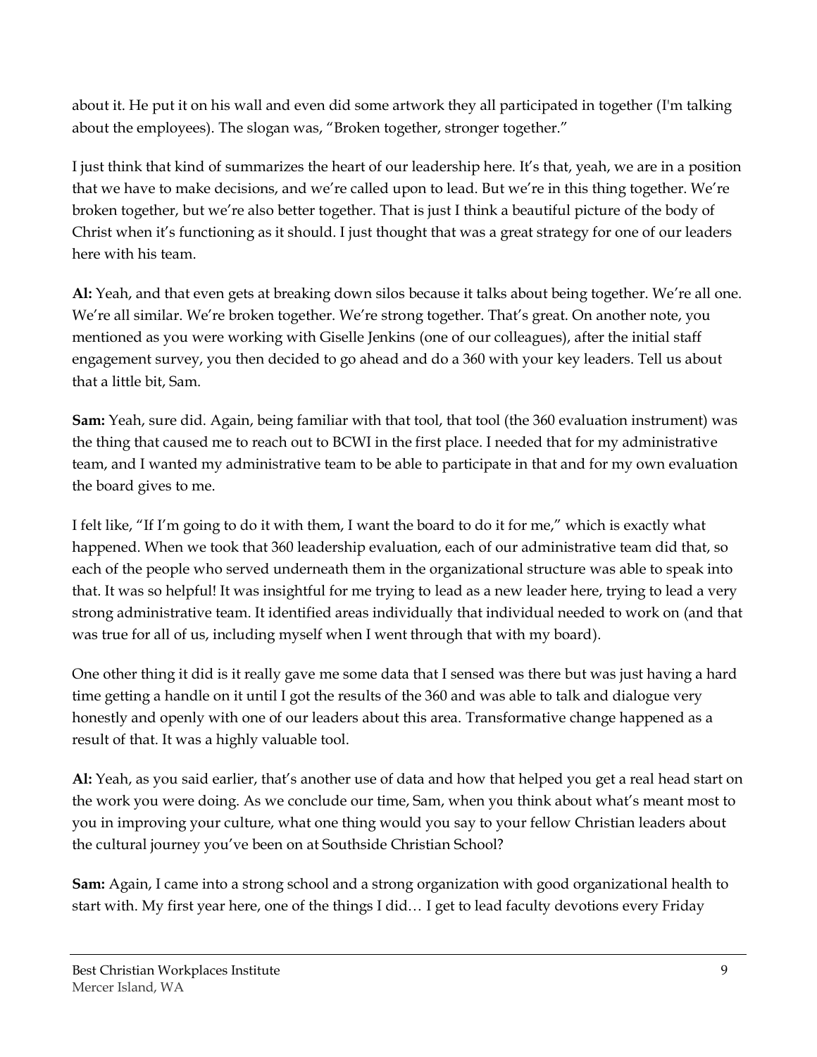about it. He put it on his wall and even did some artwork they all participated in together (I'm talking about the employees). The slogan was, "Broken together, stronger together."

I just think that kind of summarizes the heart of our leadership here. It's that, yeah, we are in a position that we have to make decisions, and we're called upon to lead. But we're in this thing together. We're broken together, but we're also better together. That is just I think a beautiful picture of the body of Christ when it's functioning as it should. I just thought that was a great strategy for one of our leaders here with his team.

**Al:** Yeah, and that even gets at breaking down silos because it talks about being together. We're all one. We're all similar. We're broken together. We're strong together. That's great. On another note, you mentioned as you were working with Giselle Jenkins (one of our colleagues), after the initial staff engagement survey, you then decided to go ahead and do a 360 with your key leaders. Tell us about that a little bit, Sam.

**Sam:** Yeah, sure did. Again, being familiar with that tool, that tool (the 360 evaluation instrument) was the thing that caused me to reach out to BCWI in the first place. I needed that for my administrative team, and I wanted my administrative team to be able to participate in that and for my own evaluation the board gives to me.

I felt like, "If I'm going to do it with them, I want the board to do it for me," which is exactly what happened. When we took that 360 leadership evaluation, each of our administrative team did that, so each of the people who served underneath them in the organizational structure was able to speak into that. It was so helpful! It was insightful for me trying to lead as a new leader here, trying to lead a very strong administrative team. It identified areas individually that individual needed to work on (and that was true for all of us, including myself when I went through that with my board).

One other thing it did is it really gave me some data that I sensed was there but was just having a hard time getting a handle on it until I got the results of the 360 and was able to talk and dialogue very honestly and openly with one of our leaders about this area. Transformative change happened as a result of that. It was a highly valuable tool.

**Al:** Yeah, as you said earlier, that's another use of data and how that helped you get a real head start on the work you were doing. As we conclude our time, Sam, when you think about what's meant most to you in improving your culture, what one thing would you say to your fellow Christian leaders about the cultural journey you've been on at Southside Christian School?

**Sam:** Again, I came into a strong school and a strong organization with good organizational health to start with. My first year here, one of the things I did… I get to lead faculty devotions every Friday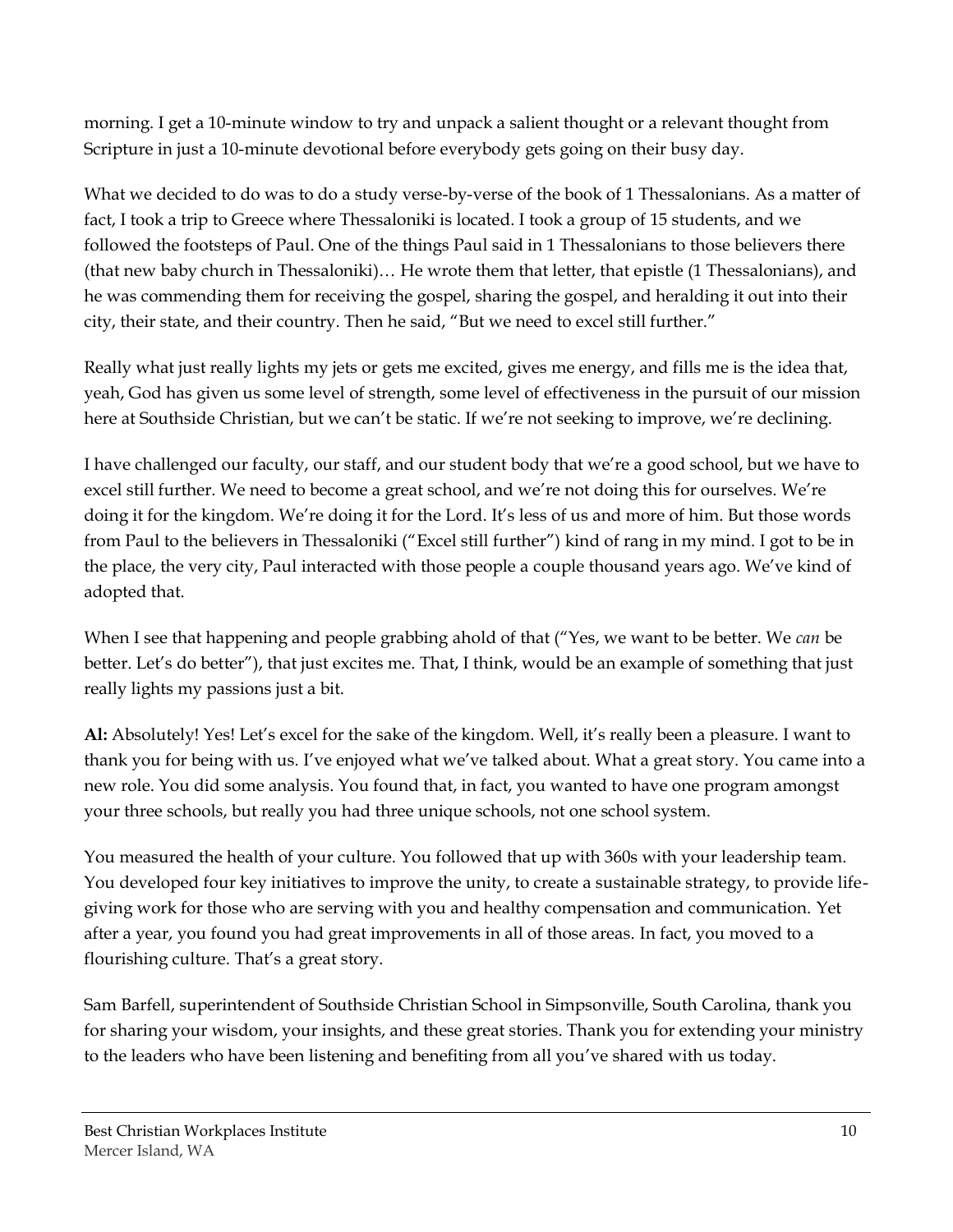morning. I get a 10-minute window to try and unpack a salient thought or a relevant thought from Scripture in just a 10-minute devotional before everybody gets going on their busy day.

What we decided to do was to do a study verse-by-verse of the book of 1 Thessalonians. As a matter of fact, I took a trip to Greece where Thessaloniki is located. I took a group of 15 students, and we followed the footsteps of Paul. One of the things Paul said in 1 Thessalonians to those believers there (that new baby church in Thessaloniki)… He wrote them that letter, that epistle (1 Thessalonians), and he was commending them for receiving the gospel, sharing the gospel, and heralding it out into their city, their state, and their country. Then he said, "But we need to excel still further."

Really what just really lights my jets or gets me excited, gives me energy, and fills me is the idea that, yeah, God has given us some level of strength, some level of effectiveness in the pursuit of our mission here at Southside Christian, but we can't be static. If we're not seeking to improve, we're declining.

I have challenged our faculty, our staff, and our student body that we're a good school, but we have to excel still further. We need to become a great school, and we're not doing this for ourselves. We're doing it for the kingdom. We're doing it for the Lord. It's less of us and more of him. But those words from Paul to the believers in Thessaloniki ("Excel still further") kind of rang in my mind. I got to be in the place, the very city, Paul interacted with those people a couple thousand years ago. We've kind of adopted that.

When I see that happening and people grabbing ahold of that ("Yes, we want to be better. We *can* be better. Let's do better"), that just excites me. That, I think, would be an example of something that just really lights my passions just a bit.

**Al:** Absolutely! Yes! Let's excel for the sake of the kingdom. Well, it's really been a pleasure. I want to thank you for being with us. I've enjoyed what we've talked about. What a great story. You came into a new role. You did some analysis. You found that, in fact, you wanted to have one program amongst your three schools, but really you had three unique schools, not one school system.

You measured the health of your culture. You followed that up with 360s with your leadership team. You developed four key initiatives to improve the unity, to create a sustainable strategy, to provide life-giving work for those who are serving with you and healthy compensation and communication. Yet after a year, you found you had great improvements in all of those areas. In fact, you moved to a flourishing culture. That's a great story.

Sam Barfell, superintendent of Southside Christian School in Simpsonville, South Carolina, thank you for sharing your wisdom, your insights, and these great stories. Thank you for extending your ministry to the leaders who have been listening and benefiting from all you've shared with us today.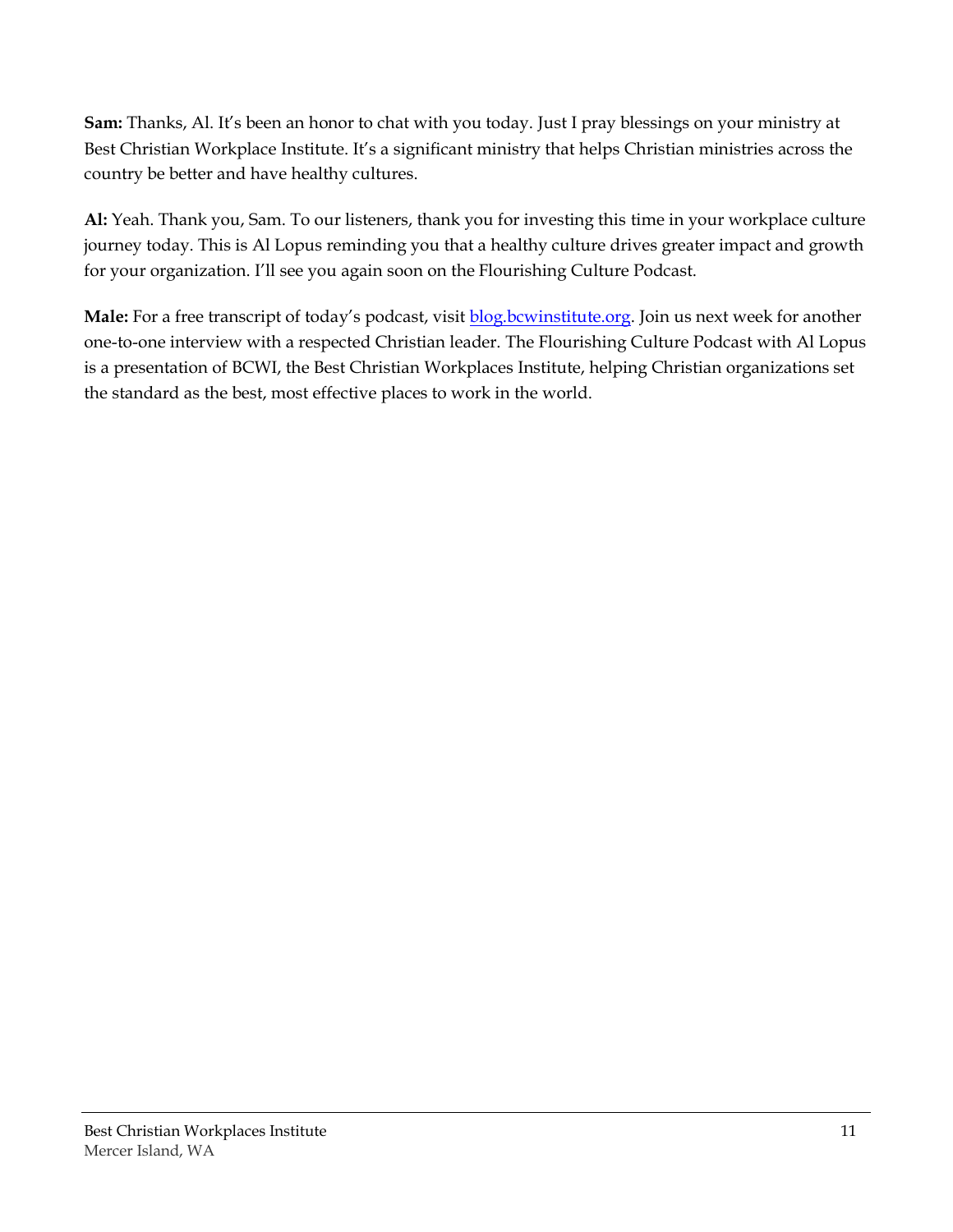**Sam:** Thanks, Al. It's been an honor to chat with you today. Just I pray blessings on your ministry at Best Christian Workplace Institute. It's a significant ministry that helps Christian ministries across the country be better and have healthy cultures.

**Al:** Yeah. Thank you, Sam. To our listeners, thank you for investing this time in your workplace culture journey today. This is Al Lopus reminding you that a healthy culture drives greater impact and growth for your organization. I'll see you again soon on the Flourishing Culture Podcast.

**Male:** For a free transcript of today's podcast, visit [blog.bcwinstitute.org](http://blog.bcwinstitute.org). Join us next week for another one-to-one interview with a respected Christian leader. The Flourishing Culture Podcast with Al Lopus is a presentation of BCWI, the Best Christian Workplaces Institute, helping Christian organizations set the standard as the best, most effective places to work in the world.